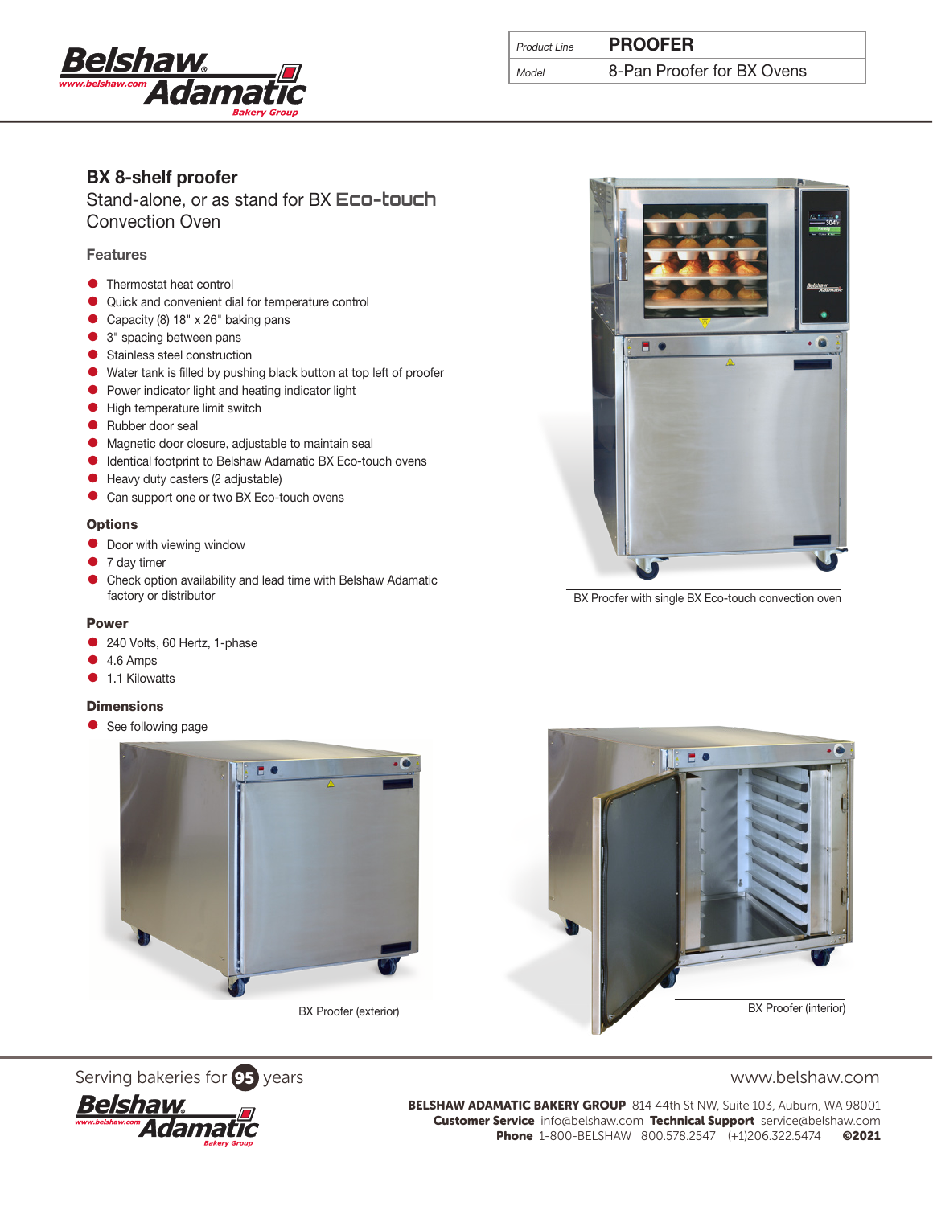| Product Line | PROOFER |
| --- | --- |
| Model | 8-Pan Proofer for BX Ovens |

# BX 8-shelf proofer

Stand-alone, or as stand for BX **Eco-touch** Convection Oven

## Features

- Thermostat heat control
- Quick and convenient dial for temperature control
- Capacity (8) 18" x 26" baking pans
- 3" spacing between pans
- Stainless steel construction
- Water tank is filled by pushing black button at top left of proofer
- Power indicator light and heating indicator light
- High temperature limit switch
- Rubber door seal
- Magnetic door closure, adjustable to maintain seal
- Identical footprint to Belshaw Adamatic BX Eco-touch ovens
- Heavy duty casters (2 adjustable)
- Can support one or two BX Eco-touch ovens

## Options

- Door with viewing window
- 7 day timer
- Check option availability and lead time with Belshaw Adamatic factory or distributor

## Power

- 240 Volts, 60 Hertz, 1-phase
- 4.6 Amps
- 1.1 Kilowatts

## Dimensions

- See following page

BX Proofer with single BX Eco-touch convection oven

BX Proofer (exterior)

BX Proofer (interior)

Serving bakeries for 95 years

www.belshaw.com

**BELSHAW ADAMATIC BAKERY GROUP** 814 44th St NW, Suite 103, Auburn, WA 98001
**Customer Service** info@belshaw.com **Technical Support** service@belshaw.com
**Phone** 1-800-BELSHAW 800.578.2547 (+1)206.322.5474 **©2021**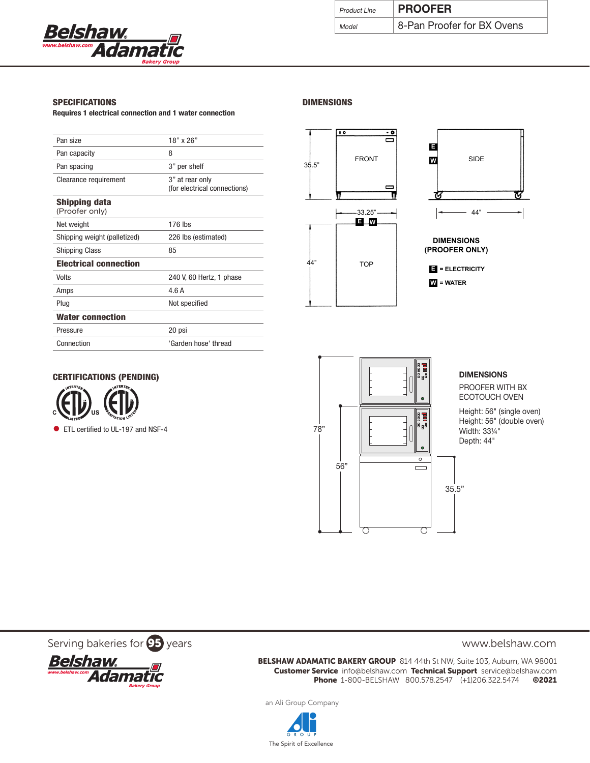| | |
|---|---|
| *Product Line* | **PROOFER** |
| *Model* | 8-Pan Proofer for BX Ovens |

## SPECIFICATIONS

**Requires 1 electrical connection and 1 water connection**

| | |
|---|---|
| Pan size | 18” x 26” |
| Pan capacity | 8 |
| Pan spacing | 3” per shelf |
| Clearance requirement | 3” at rear only (for electrical connections) |
| **Shipping data** (Proofer only) | |
| Net weight | 176 lbs |
| Shipping weight (palletized) | 226 lbs (estimated) |
| Shipping Class | 85 |
| **Electrical connection** | |
| Volts | 240 V, 60 Hertz, 1 phase |
| Amps | 4.6 A |
| Plug | Not specified |
| **Water connection** | |
| Pressure | 20 psi |
| Connection | 'Garden hose' thread |

## CERTIFICATIONS (PENDING)

- ETL certified to UL-197 and NSF-4

## DIMENSIONS

FRONT
SIDE
TOP
35.5”
33.25”
44”
44”

**DIMENSIONS (PROOFER ONLY)**

E = ELECTRICITY
W = WATER

78”
56”
35.5”

**DIMENSIONS**

PROOFER WITH BX ECOTOUCH OVEN

Height: 56" (single oven)
Height: 56" (double oven)
Width: 33¼"
Depth: 44"

Serving bakeries for 95 years

www.belshaw.com

**BELSHAW ADAMATIC BAKERY GROUP** 814 44th St NW, Suite 103, Auburn, WA 98001
**Customer Service** info@belshaw.com **Technical Support** service@belshaw.com
**Phone** 1-800-BELSHAW 800.578.2547 (+1)206.322.5474 **©2021**

an Ali Group Company

The Spirit of Excellence